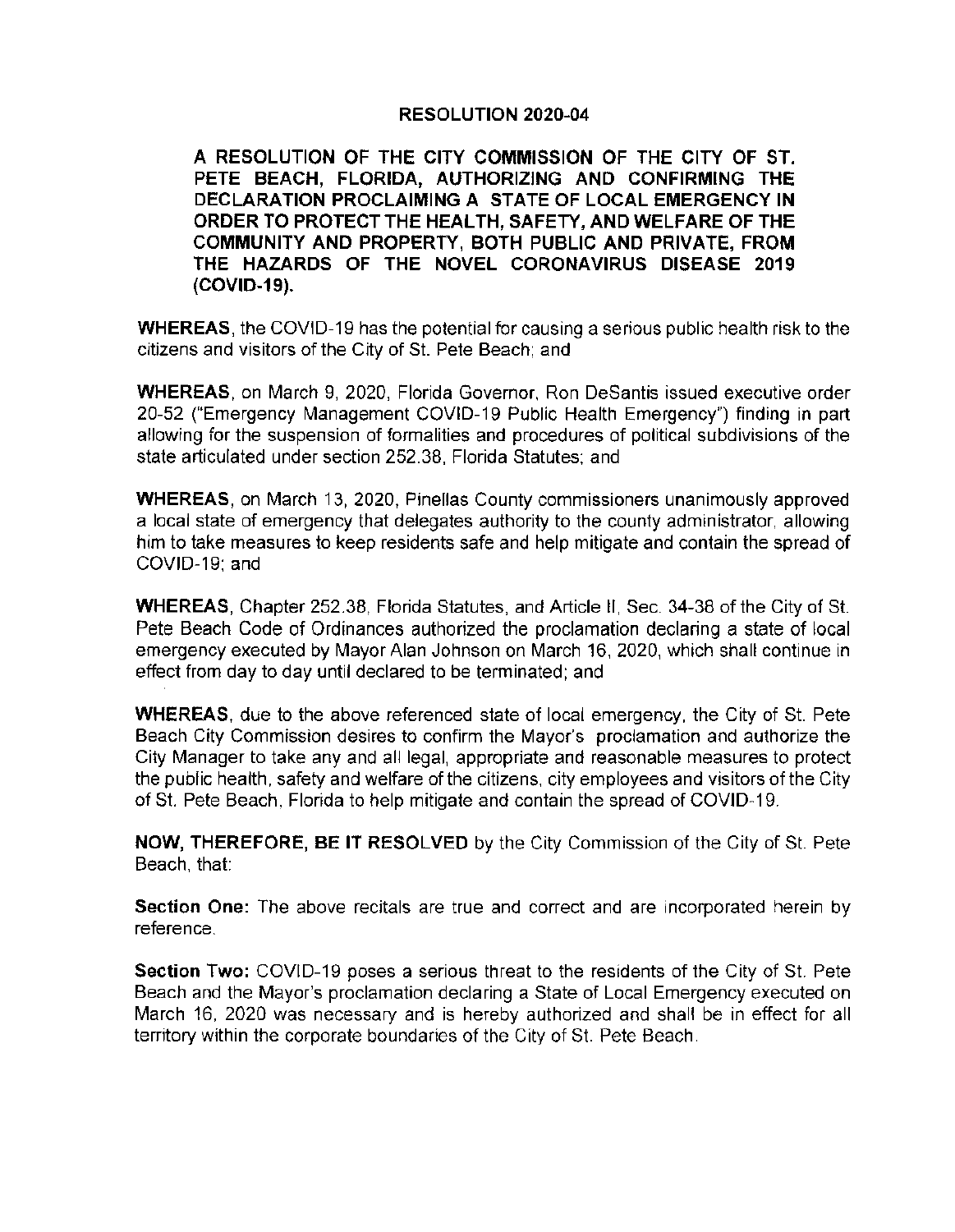# RESOLUTION 2020-04

**A RESOLUTION OF THE CITY COMMISSION OF THE CITY OF ST. PETE BEACH, FLORIDA, AUTHORIZING AND CONFIRMING THE DECLARATION PROCLAIMING A STATE OF LOCAL EMERGENCY IN ORDER TO PROTECT THE HEALTH, SAFETY, AND WELFARE OF THE COMMUNITY AND PROPERTY, BOTH PUBLIC AND PRIVATE, FROM THE HAZARDS OF THE NOVEL CORONAVIRUS DISEASE 2019 (COVID-19).**

**WHEREAS**, the COVID-19 has the potential for causing a serious public health risk to the citizens and visitors of the City of St. Pete Beach; and

**WHEREAS**, on March 9, 2020, Florida Governor, Ron DeSantis issued executive order 20-52 ("Emergency Management COVID-19 Public Health Emergency") finding in part allowing for the suspension of formalities and procedures of political subdivisions of the state articulated under section 252.38, Florida Statutes; and

**WHEREAS**, on March 13, 2020, Pinellas County commissioners unanimously approved a local state of emergency that delegates authority to the county administrator, allowing him to take measures to keep residents safe and help mitigate and contain the spread of COVID-19; and

**WHEREAS**, Chapter 252.38, Florida Statutes, and Article II, Sec. 34-38 of the City of St. Pete Beach Code of Ordinances authorized the proclamation declaring a state of local emergency executed by Mayor Alan Johnson on March 16, 2020, which shall continue in effect from day to day until declared to be terminated; and

**WHEREAS**, due to the above referenced state of local emergency, the City of St. Pete Beach City Commission desires to confirm the Mayor's proclamation and authorize the City Manager to take any and all legal, appropriate and reasonable measures to protect the public health, safety and welfare of the citizens, city employees and visitors of the City of St. Pete Beach, Florida to help mitigate and contain the spread of COVID-19.

**NOW, THEREFORE, BE IT RESOLVED** by the City Commission of the City of St. Pete Beach, that:

**Section One:** The above recitals are true and correct and are incorporated herein by reference.

**Section Two:** COVID-19 poses a serious threat to the residents of the City of St. Pete Beach and the Mayor's proclamation declaring a State of Local Emergency executed on March 16, 2020 was necessary and is hereby authorized and shall be in effect for all territory within the corporate boundaries of the City of St. Pete Beach.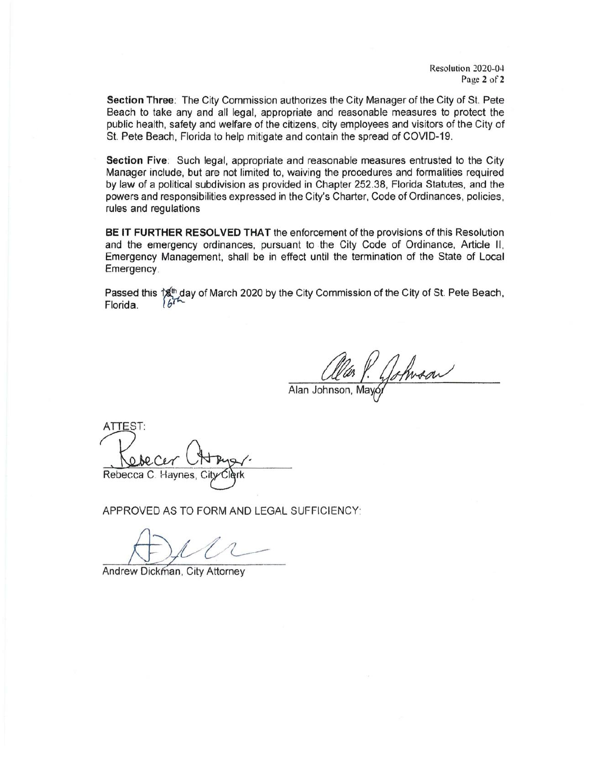**Section Three**: The City Commission authorizes the City Manager of the City of St. Pete Beach to take any and all legal, appropriate and reasonable measures to protect the public health, safety and welfare of the citizens, city employees and visitors of the City of St. Pete Beach, Florida to help mitigate and contain the spread of COVID-19.

**Section Five**: Such legal, appropriate and reasonable measures entrusted to the City Manager include, but are not limited to, waiving the procedures and formalities required by law of a political subdivision as provided in Chapter 252.38, Florida Statutes, and the powers and responsibilities expressed in the City's Charter, Code of Ordinances, policies, rules and regulations

**BE IT FURTHER RESOLVED THAT** the enforcement of the provisions of this Resolution and the emergency ordinances, pursuant to the City Code of Ordinance, Article II, Emergency Management, shall be in effect until the termination of the State of Local Emergency.

Passed this ~~18th~~ 16th day of March 2020 by the City Commission of the City of St. Pete Beach, Florida.

Alan Johnson, Mayor

ATTEST:

Rebecca C. Haynes, City Clerk

APPROVED AS TO FORM AND LEGAL SUFFICIENCY:

Andrew Dickman, City Attorney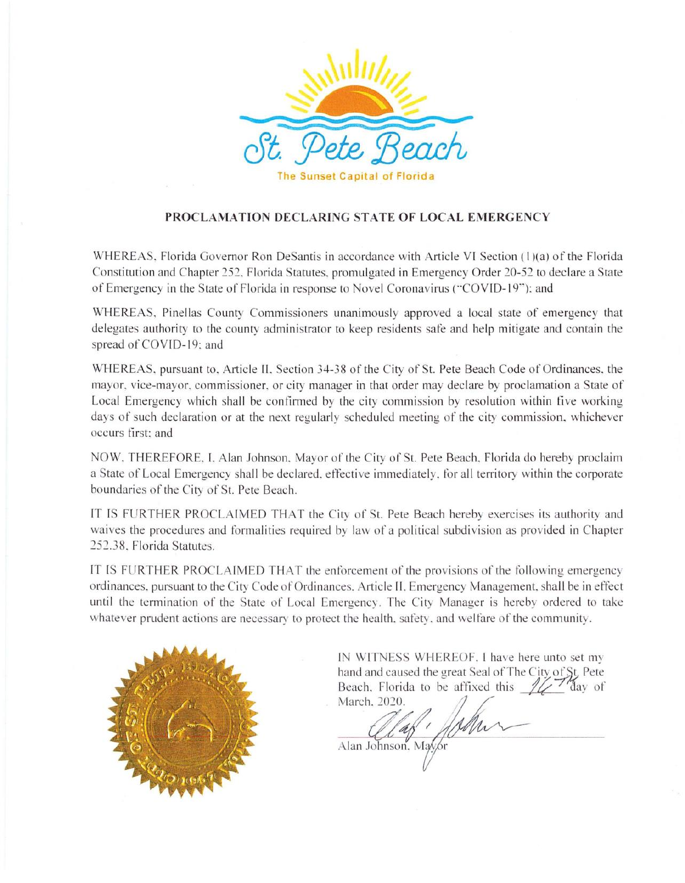St. Pete Beach

The Sunset Capital of Florida

## PROCLAMATION DECLARING STATE OF LOCAL EMERGENCY

WHEREAS, Florida Governor Ron DeSantis in accordance with Article VI Section (1)(a) of the Florida Constitution and Chapter 252, Florida Statutes, promulgated in Emergency Order 20-52 to declare a State of Emergency in the State of Florida in response to Novel Coronavirus ("COVID-19"); and

WHEREAS, Pinellas County Commissioners unanimously approved a local state of emergency that delegates authority to the county administrator to keep residents safe and help mitigate and contain the spread of COVID-19; and

WHEREAS, pursuant to, Article II, Section 34-38 of the City of St. Pete Beach Code of Ordinances, the mayor, vice-mayor, commissioner, or city manager in that order may declare by proclamation a State of Local Emergency which shall be confirmed by the city commission by resolution within five working days of such declaration or at the next regularly scheduled meeting of the city commission, whichever occurs first; and

NOW, THEREFORE, I, Alan Johnson, Mayor of the City of St. Pete Beach, Florida do hereby proclaim a State of Local Emergency shall be declared, effective immediately, for all territory within the corporate boundaries of the City of St. Pete Beach.

IT IS FURTHER PROCLAIMED THAT the City of St. Pete Beach hereby exercises its authority and waives the procedures and formalities required by law of a political subdivision as provided in Chapter 252.38, Florida Statutes.

IT IS FURTHER PROCLAIMED THAT the enforcement of the provisions of the following emergency ordinances, pursuant to the City Code of Ordinances, Article II, Emergency Management, shall be in effect until the termination of the State of Local Emergency. The City Manager is hereby ordered to take whatever prudent actions are necessary to protect the health, safety, and welfare of the community.

IN WITNESS WHEREOF, I have here unto set my hand and caused the great Seal of The City of St. Pete Beach, Florida to be affixed this 16th day of March, 2020.

Alan Johnson, Mayor